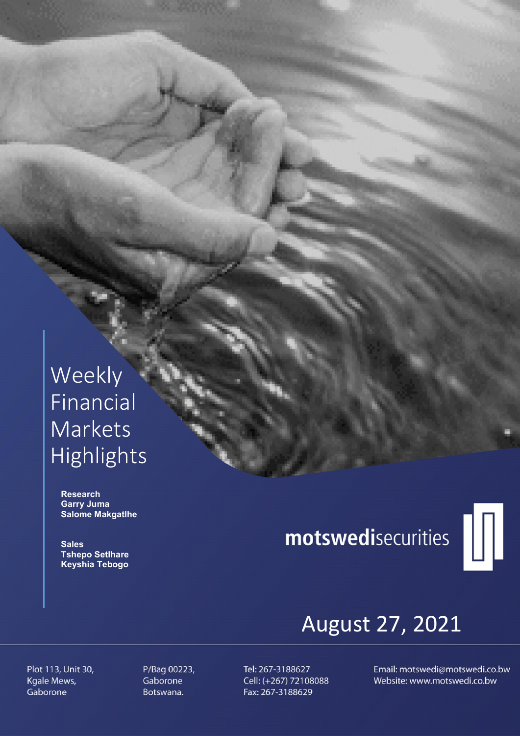# Weekly Financial Markets Highlights

**Research**
**Garry Juma**
**Salome Makgatlhe**

**Sales**
**Tshepo Setlhare**
**Keyshia Tebogo**

**motswedi**securities

August 27, 2021

Plot 113, Unit 30,
Kgale Mews,
Gaborone

P/Bag 00223,
Gaborone
Botswana.

Tel: 267-3188627
Cell: (+267) 72108088
Fax: 267-3188629

Email: motswedi@motswedi.co.bw
Website: www.motswedi.co.bw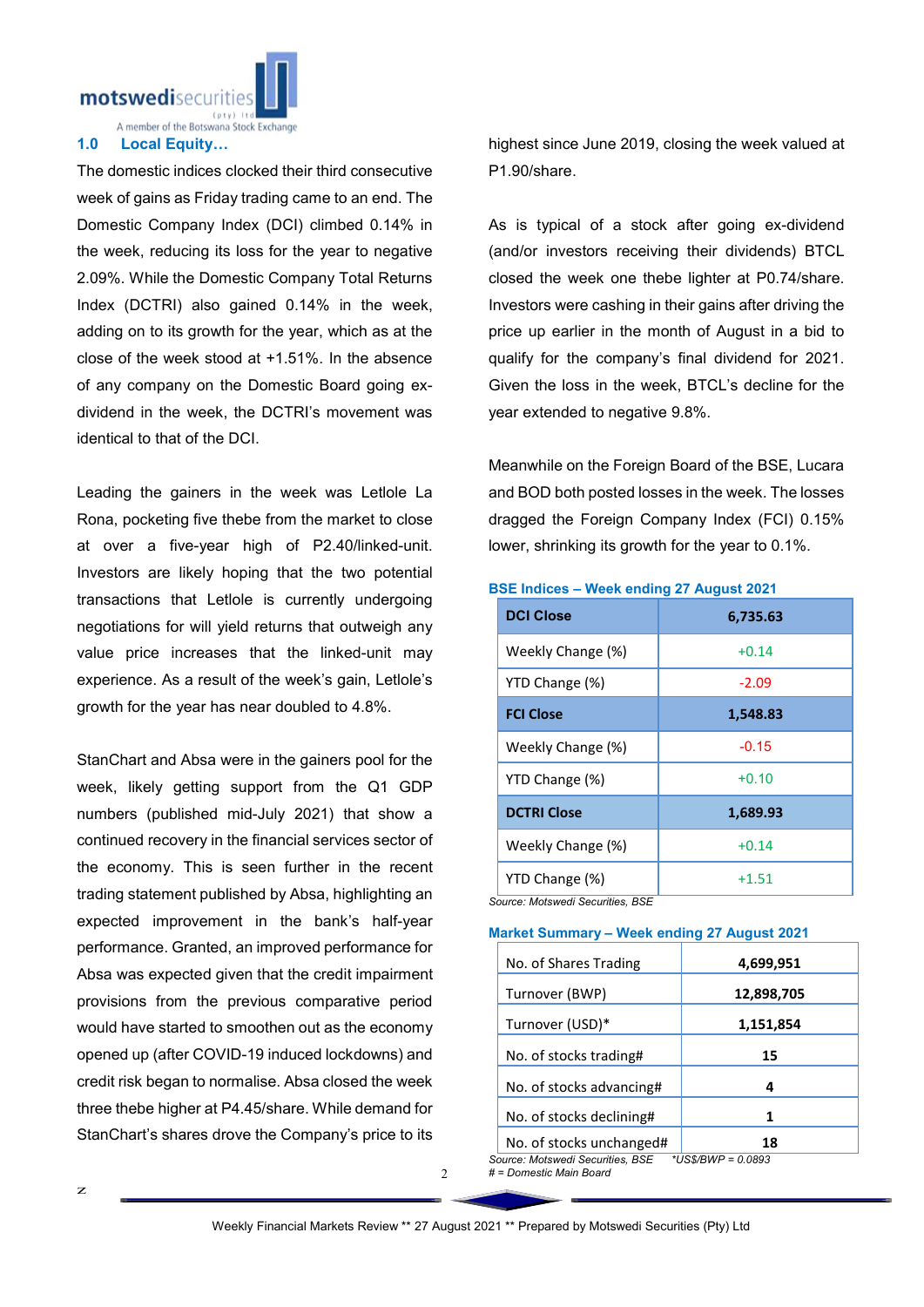## 1.0 Local Equity…

The domestic indices clocked their third consecutive week of gains as Friday trading came to an end. The Domestic Company Index (DCI) climbed 0.14% in the week, reducing its loss for the year to negative 2.09%. While the Domestic Company Total Returns Index (DCTRI) also gained 0.14% in the week, adding on to its growth for the year, which as at the close of the week stood at +1.51%. In the absence of any company on the Domestic Board going ex-dividend in the week, the DCTRI's movement was identical to that of the DCI.

Leading the gainers in the week was Letlole La Rona, pocketing five thebe from the market to close at over a five-year high of P2.40/linked-unit. Investors are likely hoping that the two potential transactions that Letlole is currently undergoing negotiations for will yield returns that outweigh any value price increases that the linked-unit may experience. As a result of the week's gain, Letlole's growth for the year has near doubled to 4.8%.

StanChart and Absa were in the gainers pool for the week, likely getting support from the Q1 GDP numbers (published mid-July 2021) that show a continued recovery in the financial services sector of the economy. This is seen further in the recent trading statement published by Absa, highlighting an expected improvement in the bank's half-year performance. Granted, an improved performance for Absa was expected given that the credit impairment provisions from the previous comparative period would have started to smoothen out as the economy opened up (after COVID-19 induced lockdowns) and credit risk began to normalise. Absa closed the week three thebe higher at P4.45/share. While demand for StanChart's shares drove the Company's price to its highest since June 2019, closing the week valued at P1.90/share.

As is typical of a stock after going ex-dividend (and/or investors receiving their dividends) BTCL closed the week one thebe lighter at P0.74/share. Investors were cashing in their gains after driving the price up earlier in the month of August in a bid to qualify for the company's final dividend for 2021. Given the loss in the week, BTCL's decline for the year extended to negative 9.8%.

Meanwhile on the Foreign Board of the BSE, Lucara and BOD both posted losses in the week. The losses dragged the Foreign Company Index (FCI) 0.15% lower, shrinking its growth for the year to 0.1%.

**BSE Indices – Week ending 27 August 2021**

| **DCI Close** | **6,735.63** |
|---|---|
| Weekly Change (%) | +0.14 |
| YTD Change (%) | -2.09 |
| **FCI Close** | **1,548.83** |
| Weekly Change (%) | -0.15 |
| YTD Change (%) | +0.10 |
| **DCTRI Close** | **1,689.93** |
| Weekly Change (%) | +0.14 |
| YTD Change (%) | +1.51 |

*Source: Motswedi Securities, BSE*

**Market Summary – Week ending 27 August 2021**

| No. of Shares Trading | **4,699,951** |
|---|---|
| Turnover (BWP) | **12,898,705** |
| Turnover (USD)* | **1,151,854** |
| No. of stocks trading# | **15** |
| No. of stocks advancing# | **4** |
| No. of stocks declining# | **1** |
| No. of stocks unchanged# | **18** |

*Source: Motswedi Securities, BSE* *\*US$/BWP = 0.0893*
*# = Domestic Main Board*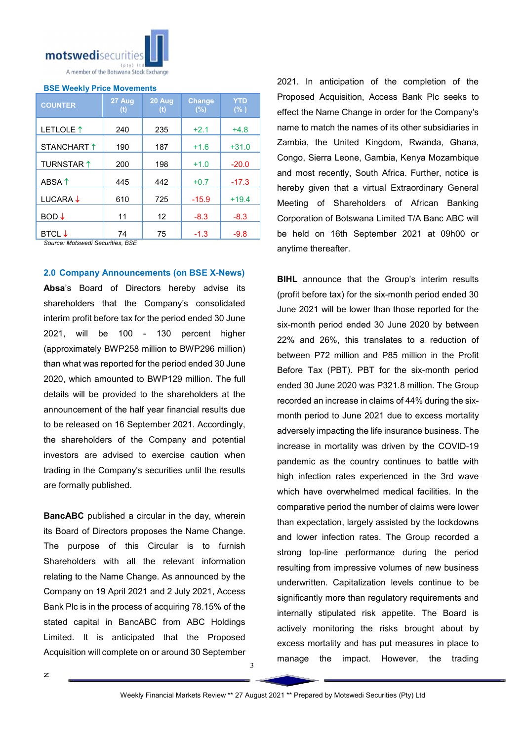**BSE Weekly Price Movements**

| COUNTER | 27 Aug (t) | 20 Aug (t) | Change (%) | YTD (% ) |
|---|---|---|---|---|
| LETLOLE ↑ | 240 | 235 | +2.1 | +4.8 |
| STANCHART ↑ | 190 | 187 | +1.6 | +31.0 |
| TURNSTAR ↑ | 200 | 198 | +1.0 | -20.0 |
| ABSA ↑ | 445 | 442 | +0.7 | -17.3 |
| LUCARA ↓ | 610 | 725 | -15.9 | +19.4 |
| BOD ↓ | 11 | 12 | -8.3 | -8.3 |
| BTCL ↓ | 74 | 75 | -1.3 | -9.8 |

*Source: Motswedi Securities, BSE*

## 2.0 Company Announcements (on BSE X-News)

**Absa**'s Board of Directors hereby advise its shareholders that the Company's consolidated interim profit before tax for the period ended 30 June 2021, will be 100 - 130 percent higher (approximately BWP258 million to BWP296 million) than what was reported for the period ended 30 June 2020, which amounted to BWP129 million. The full details will be provided to the shareholders at the announcement of the half year financial results due to be released on 16 September 2021. Accordingly, the shareholders of the Company and potential investors are advised to exercise caution when trading in the Company's securities until the results are formally published.

**BancABC** published a circular in the day, wherein its Board of Directors proposes the Name Change. The purpose of this Circular is to furnish Shareholders with all the relevant information relating to the Name Change. As announced by the Company on 19 April 2021 and 2 July 2021, Access Bank Plc is in the process of acquiring 78.15% of the stated capital in BancABC from ABC Holdings Limited. It is anticipated that the Proposed Acquisition will complete on or around 30 September 2021. In anticipation of the completion of the Proposed Acquisition, Access Bank Plc seeks to effect the Name Change in order for the Company's name to match the names of its other subsidiaries in Zambia, the United Kingdom, Rwanda, Ghana, Congo, Sierra Leone, Gambia, Kenya Mozambique and most recently, South Africa. Further, notice is hereby given that a virtual Extraordinary General Meeting of Shareholders of African Banking Corporation of Botswana Limited T/A Banc ABC will be held on 16th September 2021 at 09h00 or anytime thereafter.

**BIHL** announce that the Group's interim results (profit before tax) for the six-month period ended 30 June 2021 will be lower than those reported for the six-month period ended 30 June 2020 by between 22% and 26%, this translates to a reduction of between P72 million and P85 million in the Profit Before Tax (PBT). PBT for the six-month period ended 30 June 2020 was P321.8 million. The Group recorded an increase in claims of 44% during the six-month period to June 2021 due to excess mortality adversely impacting the life insurance business. The increase in mortality was driven by the COVID-19 pandemic as the country continues to battle with high infection rates experienced in the 3rd wave which have overwhelmed medical facilities. In the comparative period the number of claims were lower than expectation, largely assisted by the lockdowns and lower infection rates. The Group recorded a strong top-line performance during the period resulting from impressive volumes of new business underwritten. Capitalization levels continue to be significantly more than regulatory requirements and internally stipulated risk appetite. The Board is actively monitoring the risks brought about by excess mortality and has put measures in place to manage the impact. However, the trading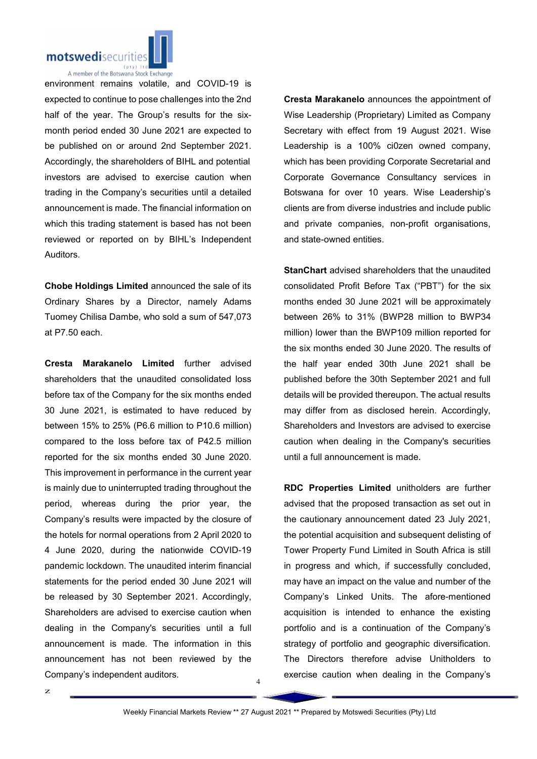environment remains volatile, and COVID-19 is expected to continue to pose challenges into the 2nd half of the year. The Group's results for the six-month period ended 30 June 2021 are expected to be published on or around 2nd September 2021. Accordingly, the shareholders of BIHL and potential investors are advised to exercise caution when trading in the Company's securities until a detailed announcement is made. The financial information on which this trading statement is based has not been reviewed or reported on by BIHL's Independent Auditors.

**Chobe Holdings Limited** announced the sale of its Ordinary Shares by a Director, namely Adams Tuomey Chilisa Dambe, who sold a sum of 547,073 at P7.50 each.

**Cresta Marakanelo Limited** further advised shareholders that the unaudited consolidated loss before tax of the Company for the six months ended 30 June 2021, is estimated to have reduced by between 15% to 25% (P6.6 million to P10.6 million) compared to the loss before tax of P42.5 million reported for the six months ended 30 June 2020. This improvement in performance in the current year is mainly due to uninterrupted trading throughout the period, whereas during the prior year, the Company's results were impacted by the closure of the hotels for normal operations from 2 April 2020 to 4 June 2020, during the nationwide COVID-19 pandemic lockdown. The unaudited interim financial statements for the period ended 30 June 2021 will be released by 30 September 2021. Accordingly, Shareholders are advised to exercise caution when dealing in the Company's securities until a full announcement is made. The information in this announcement has not been reviewed by the Company's independent auditors.

**Cresta Marakanelo** announces the appointment of Wise Leadership (Proprietary) Limited as Company Secretary with effect from 19 August 2021. Wise Leadership is a 100% ci0zen owned company, which has been providing Corporate Secretarial and Corporate Governance Consultancy services in Botswana for over 10 years. Wise Leadership's clients are from diverse industries and include public and private companies, non-profit organisations, and state-owned entities.

**StanChart** advised shareholders that the unaudited consolidated Profit Before Tax ("PBT") for the six months ended 30 June 2021 will be approximately between 26% to 31% (BWP28 million to BWP34 million) lower than the BWP109 million reported for the six months ended 30 June 2020. The results of the half year ended 30th June 2021 shall be published before the 30th September 2021 and full details will be provided thereupon. The actual results may differ from as disclosed herein. Accordingly, Shareholders and Investors are advised to exercise caution when dealing in the Company's securities until a full announcement is made.

**RDC Properties Limited** unitholders are further advised that the proposed transaction as set out in the cautionary announcement dated 23 July 2021, the potential acquisition and subsequent delisting of Tower Property Fund Limited in South Africa is still in progress and which, if successfully concluded, may have an impact on the value and number of the Company's Linked Units. The afore-mentioned acquisition is intended to enhance the existing portfolio and is a continuation of the Company's strategy of portfolio and geographic diversification. The Directors therefore advise Unitholders to exercise caution when dealing in the Company's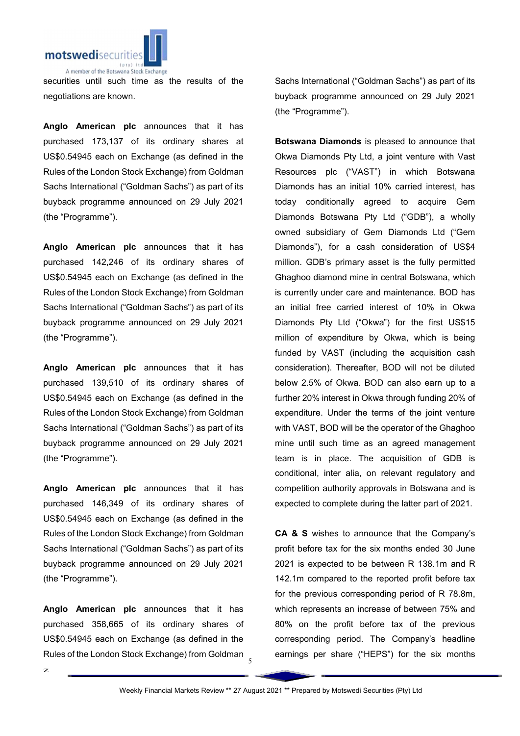securities until such time as the results of the negotiations are known.

**Anglo American plc** announces that it has purchased 173,137 of its ordinary shares at US$0.54945 each on Exchange (as defined in the Rules of the London Stock Exchange) from Goldman Sachs International ("Goldman Sachs") as part of its buyback programme announced on 29 July 2021 (the "Programme").

**Anglo American plc** announces that it has purchased 142,246 of its ordinary shares of US$0.54945 each on Exchange (as defined in the Rules of the London Stock Exchange) from Goldman Sachs International ("Goldman Sachs") as part of its buyback programme announced on 29 July 2021 (the "Programme").

**Anglo American plc** announces that it has purchased 139,510 of its ordinary shares of US$0.54945 each on Exchange (as defined in the Rules of the London Stock Exchange) from Goldman Sachs International ("Goldman Sachs") as part of its buyback programme announced on 29 July 2021 (the "Programme").

**Anglo American plc** announces that it has purchased 146,349 of its ordinary shares of US$0.54945 each on Exchange (as defined in the Rules of the London Stock Exchange) from Goldman Sachs International ("Goldman Sachs") as part of its buyback programme announced on 29 July 2021 (the "Programme").

**Anglo American plc** announces that it has purchased 358,665 of its ordinary shares of US$0.54945 each on Exchange (as defined in the Rules of the London Stock Exchange) from Goldman Sachs International ("Goldman Sachs") as part of its buyback programme announced on 29 July 2021 (the "Programme").

**Botswana Diamonds** is pleased to announce that Okwa Diamonds Pty Ltd, a joint venture with Vast Resources plc ("VAST") in which Botswana Diamonds has an initial 10% carried interest, has today conditionally agreed to acquire Gem Diamonds Botswana Pty Ltd ("GDB"), a wholly owned subsidiary of Gem Diamonds Ltd ("Gem Diamonds"), for a cash consideration of US$4 million. GDB's primary asset is the fully permitted Ghaghoo diamond mine in central Botswana, which is currently under care and maintenance. BOD has an initial free carried interest of 10% in Okwa Diamonds Pty Ltd ("Okwa") for the first US$15 million of expenditure by Okwa, which is being funded by VAST (including the acquisition cash consideration). Thereafter, BOD will not be diluted below 2.5% of Okwa. BOD can also earn up to a further 20% interest in Okwa through funding 20% of expenditure. Under the terms of the joint venture with VAST, BOD will be the operator of the Ghaghoo mine until such time as an agreed management team is in place. The acquisition of GDB is conditional, inter alia, on relevant regulatory and competition authority approvals in Botswana and is expected to complete during the latter part of 2021.

**CA & S** wishes to announce that the Company's profit before tax for the six months ended 30 June 2021 is expected to be between R 138.1m and R 142.1m compared to the reported profit before tax for the previous corresponding period of R 78.8m, which represents an increase of between 75% and 80% on the profit before tax of the previous corresponding period. The Company's headline earnings per share ("HEPS") for the six months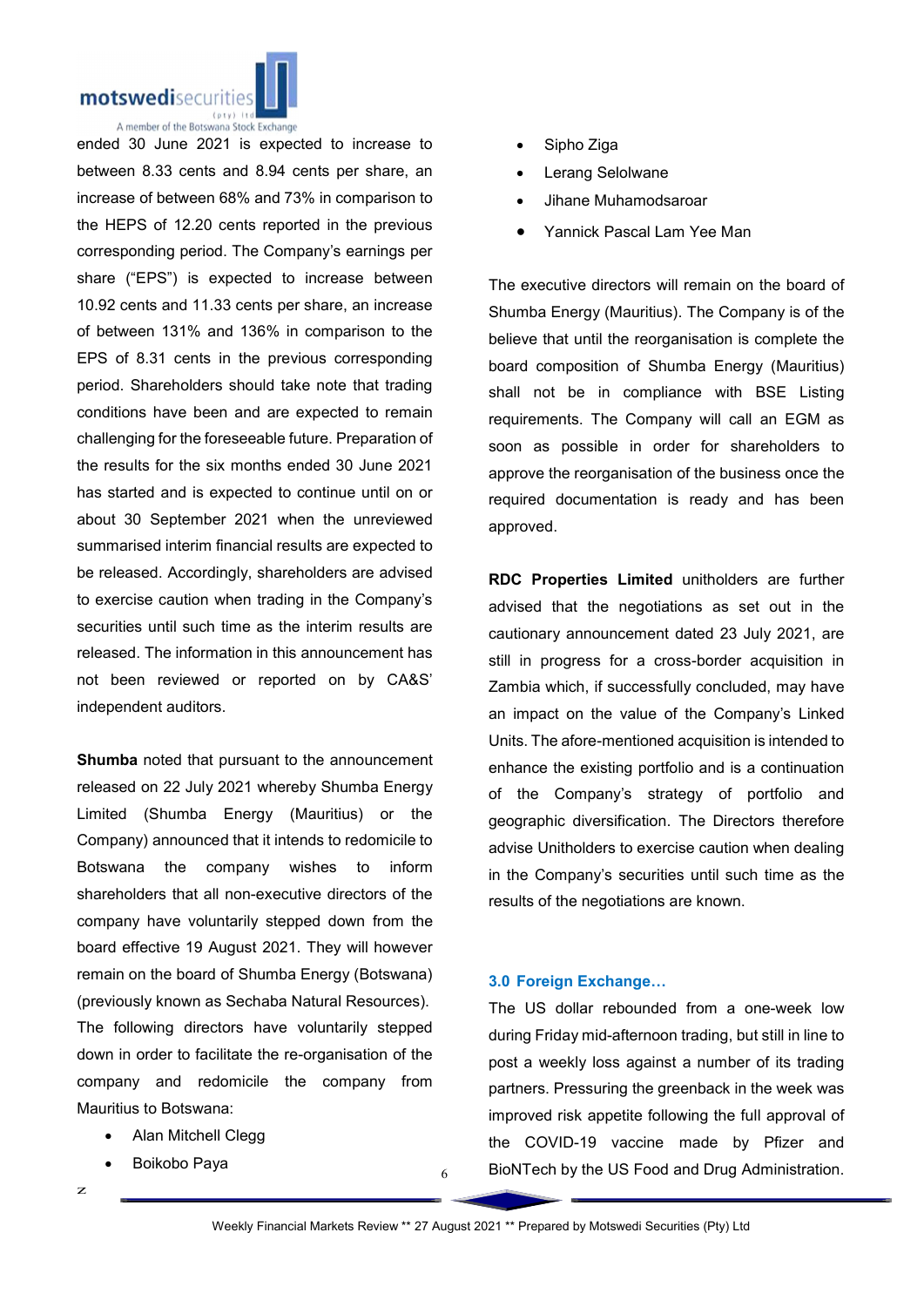ended 30 June 2021 is expected to increase to between 8.33 cents and 8.94 cents per share, an increase of between 68% and 73% in comparison to the HEPS of 12.20 cents reported in the previous corresponding period. The Company's earnings per share ("EPS") is expected to increase between 10.92 cents and 11.33 cents per share, an increase of between 131% and 136% in comparison to the EPS of 8.31 cents in the previous corresponding period. Shareholders should take note that trading conditions have been and are expected to remain challenging for the foreseeable future. Preparation of the results for the six months ended 30 June 2021 has started and is expected to continue until on or about 30 September 2021 when the unreviewed summarised interim financial results are expected to be released. Accordingly, shareholders are advised to exercise caution when trading in the Company's securities until such time as the interim results are released. The information in this announcement has not been reviewed or reported on by CA&S' independent auditors.

**Shumba** noted that pursuant to the announcement released on 22 July 2021 whereby Shumba Energy Limited (Shumba Energy (Mauritius) or the Company) announced that it intends to redomicile to Botswana the company wishes to inform shareholders that all non-executive directors of the company have voluntarily stepped down from the board effective 19 August 2021. They will however remain on the board of Shumba Energy (Botswana) (previously known as Sechaba Natural Resources). The following directors have voluntarily stepped down in order to facilitate the re-organisation of the company and redomicile the company from Mauritius to Botswana:

- Alan Mitchell Clegg
- Boikobo Paya
- Sipho Ziga
- Lerang Selolwane
- Jihane Muhamodsaroar
- Yannick Pascal Lam Yee Man

The executive directors will remain on the board of Shumba Energy (Mauritius). The Company is of the believe that until the reorganisation is complete the board composition of Shumba Energy (Mauritius) shall not be in compliance with BSE Listing requirements. The Company will call an EGM as soon as possible in order for shareholders to approve the reorganisation of the business once the required documentation is ready and has been approved.

**RDC Properties Limited** unitholders are further advised that the negotiations as set out in the cautionary announcement dated 23 July 2021, are still in progress for a cross-border acquisition in Zambia which, if successfully concluded, may have an impact on the value of the Company's Linked Units. The afore-mentioned acquisition is intended to enhance the existing portfolio and is a continuation of the Company's strategy of portfolio and geographic diversification. The Directors therefore advise Unitholders to exercise caution when dealing in the Company's securities until such time as the results of the negotiations are known.

### 3.0 Foreign Exchange…

The US dollar rebounded from a one-week low during Friday mid-afternoon trading, but still in line to post a weekly loss against a number of its trading partners. Pressuring the greenback in the week was improved risk appetite following the full approval of the COVID-19 vaccine made by Pfizer and BioNTech by the US Food and Drug Administration.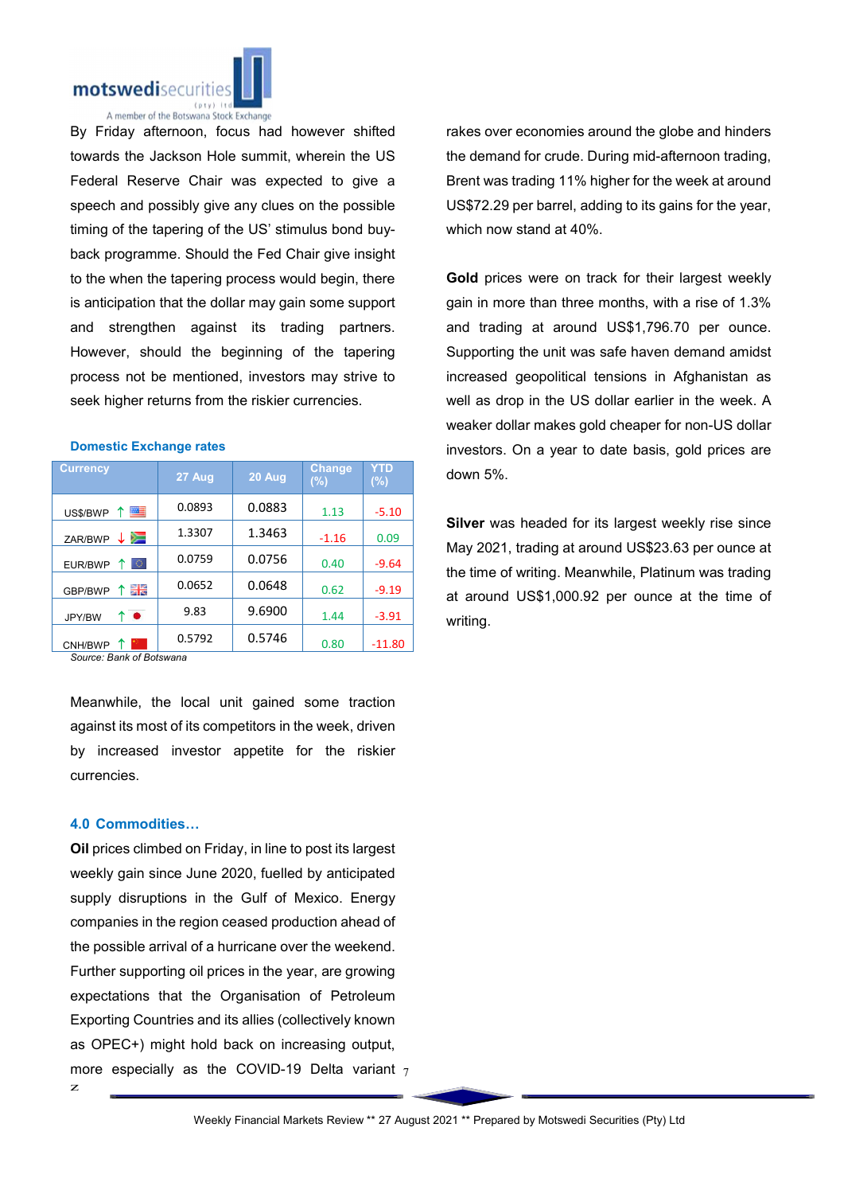By Friday afternoon, focus had however shifted towards the Jackson Hole summit, wherein the US Federal Reserve Chair was expected to give a speech and possibly give any clues on the possible timing of the tapering of the US' stimulus bond buy-back programme. Should the Fed Chair give insight to the when the tapering process would begin, there is anticipation that the dollar may gain some support and strengthen against its trading partners. However, should the beginning of the tapering process not be mentioned, investors may strive to seek higher returns from the riskier currencies.

**Domestic Exchange rates**

| Currency | 27 Aug | 20 Aug | Change (%) | YTD (%) |
|---|---|---|---|---|
| US$/BWP ↑ | 0.0893 | 0.0883 | 1.13 | -5.10 |
| ZAR/BWP ↓ | 1.3307 | 1.3463 | -1.16 | 0.09 |
| EUR/BWP ↑ | 0.0759 | 0.0756 | 0.40 | -9.64 |
| GBP/BWP ↑ | 0.0652 | 0.0648 | 0.62 | -9.19 |
| JPY/BW ↑ | 9.83 | 9.6900 | 1.44 | -3.91 |
| CNH/BWP ↑ | 0.5792 | 0.5746 | 0.80 | -11.80 |

*Source: Bank of Botswana*

Meanwhile, the local unit gained some traction against its most of its competitors in the week, driven by increased investor appetite for the riskier currencies.

### 4.0 Commodities…

**Oil** prices climbed on Friday, in line to post its largest weekly gain since June 2020, fuelled by anticipated supply disruptions in the Gulf of Mexico. Energy companies in the region ceased production ahead of the possible arrival of a hurricane over the weekend. Further supporting oil prices in the year, are growing expectations that the Organisation of Petroleum Exporting Countries and its allies (collectively known as OPEC+) might hold back on increasing output, more especially as the COVID-19 Delta variant rakes over economies around the globe and hinders the demand for crude. During mid-afternoon trading, Brent was trading 11% higher for the week at around US$72.29 per barrel, adding to its gains for the year, which now stand at 40%.

**Gold** prices were on track for their largest weekly gain in more than three months, with a rise of 1.3% and trading at around US$1,796.70 per ounce. Supporting the unit was safe haven demand amidst increased geopolitical tensions in Afghanistan as well as drop in the US dollar earlier in the week. A weaker dollar makes gold cheaper for non-US dollar investors. On a year to date basis, gold prices are down 5%.

**Silver** was headed for its largest weekly rise since May 2021, trading at around US$23.63 per ounce at the time of writing. Meanwhile, Platinum was trading at around US$1,000.92 per ounce at the time of writing.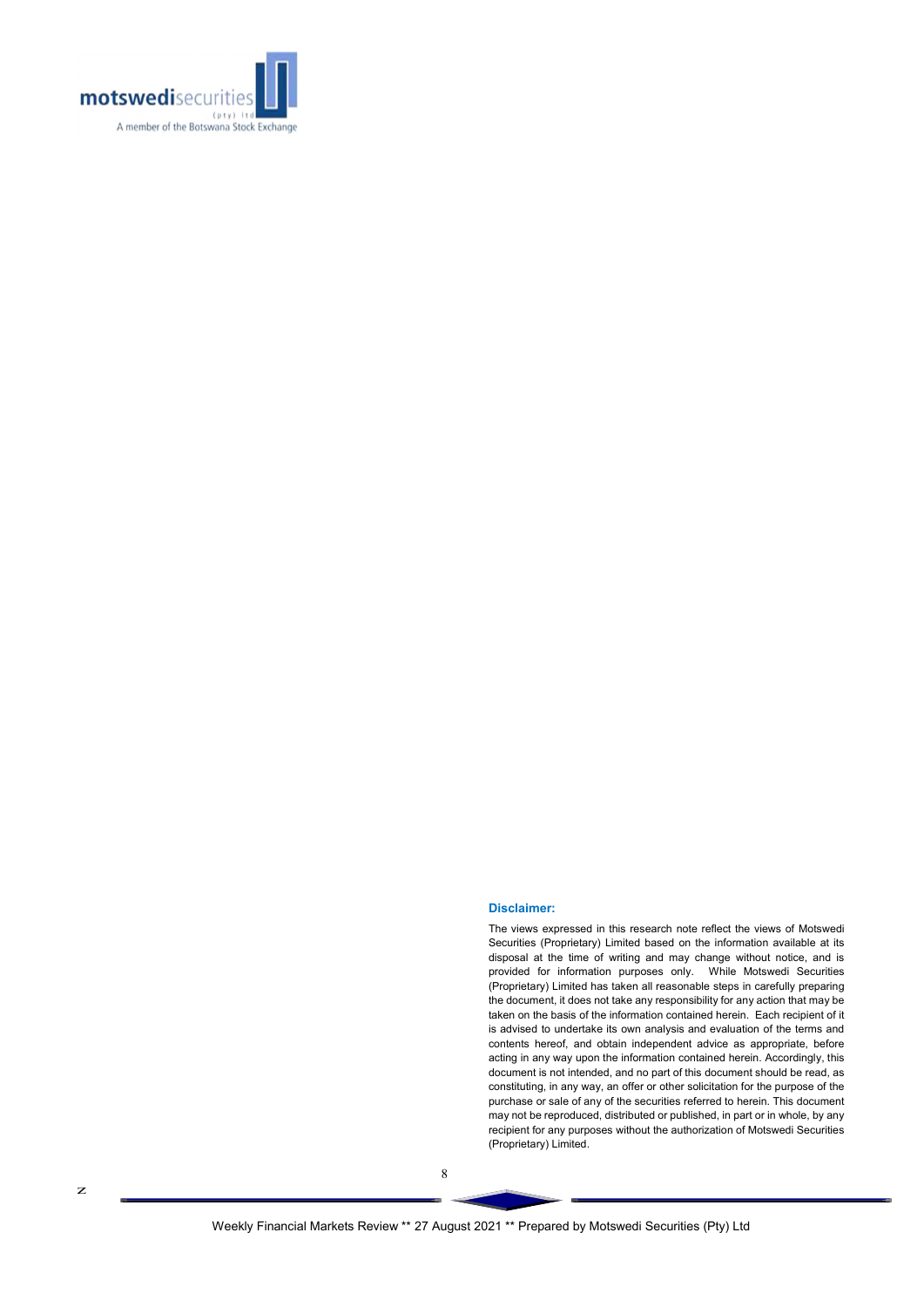**Disclaimer:**

The views expressed in this research note reflect the views of Motswedi Securities (Proprietary) Limited based on the information available at its disposal at the time of writing and may change without notice, and is provided for information purposes only. While Motswedi Securities (Proprietary) Limited has taken all reasonable steps in carefully preparing the document, it does not take any responsibility for any action that may be taken on the basis of the information contained herein. Each recipient of it is advised to undertake its own analysis and evaluation of the terms and contents hereof, and obtain independent advice as appropriate, before acting in any way upon the information contained herein. Accordingly, this document is not intended, and no part of this document should be read, as constituting, in any way, an offer or other solicitation for the purpose of the purchase or sale of any of the securities referred to herein. This document may not be reproduced, distributed or published, in part or in whole, by any recipient for any purposes without the authorization of Motswedi Securities (Proprietary) Limited.